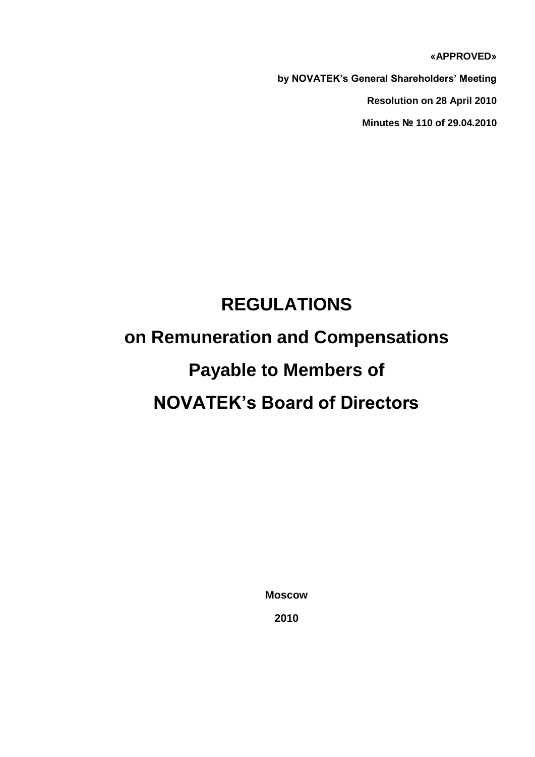**«APPROVED»**

**by NOVATEK's General Shareholders' Meeting**

**Resolution on 28 April 2010**

**Minutes № 110 of 29.04.2010**

# REGULATIONS

# on Remuneration and Compensations

# Payable to Members of

# NOVATEK's Board of Directors

**Moscow**

**2010**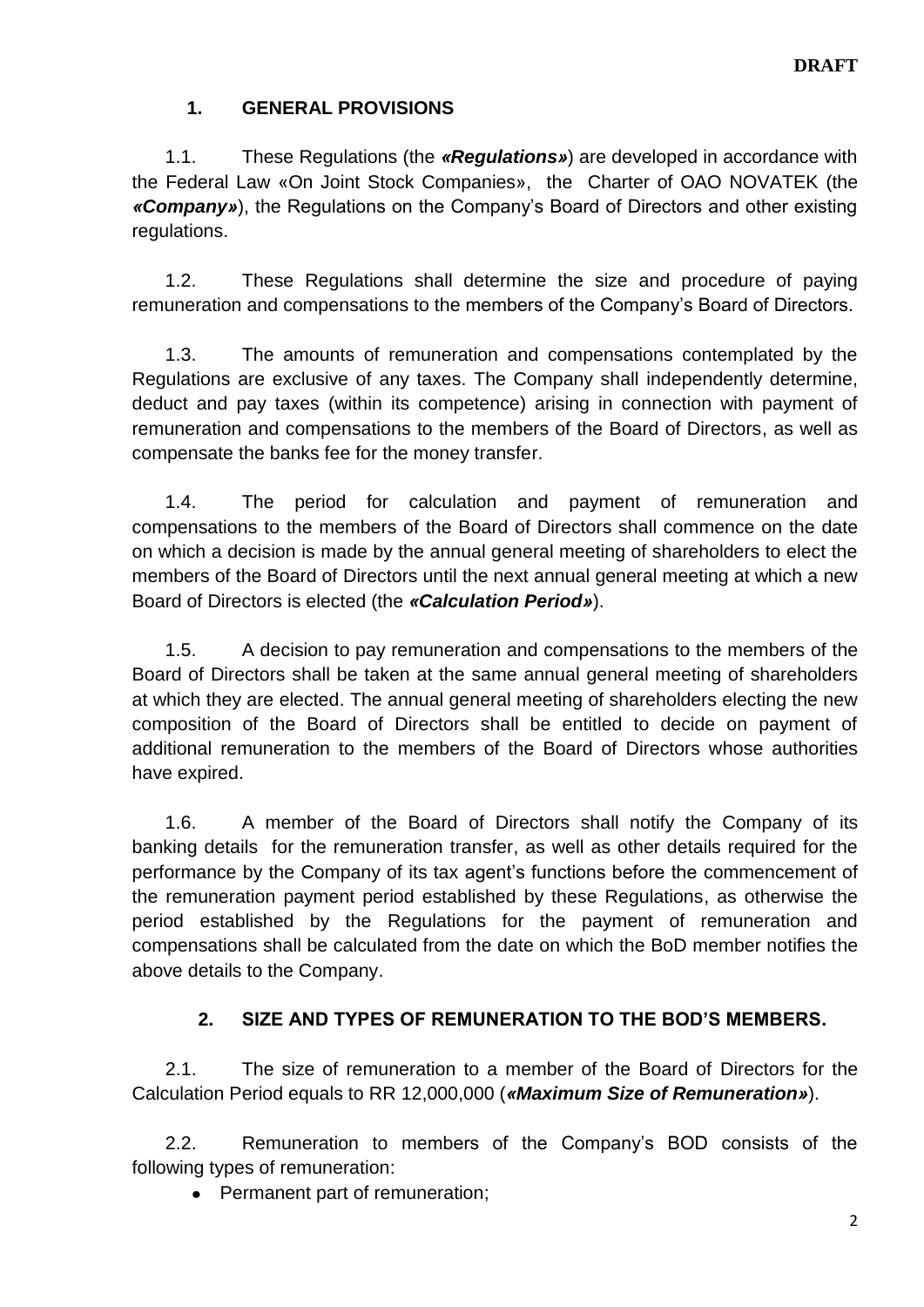**DRAFT**

## 1. GENERAL PROVISIONS

1.1. These Regulations (the ***«Regulations»***) are developed in accordance with the Federal Law «On Joint Stock Companies», the Charter of OAO NOVATEK (the ***«Company»***), the Regulations on the Company's Board of Directors and other existing regulations.

1.2. These Regulations shall determine the size and procedure of paying remuneration and compensations to the members of the Company's Board of Directors.

1.3. The amounts of remuneration and compensations contemplated by the Regulations are exclusive of any taxes. The Company shall independently determine, deduct and pay taxes (within its competence) arising in connection with payment of remuneration and compensations to the members of the Board of Directors, as well as compensate the banks fee for the money transfer.

1.4. The period for calculation and payment of remuneration and compensations to the members of the Board of Directors shall commence on the date on which a decision is made by the annual general meeting of shareholders to elect the members of the Board of Directors until the next annual general meeting at which a new Board of Directors is elected (the ***«Calculation Period»***).

1.5. A decision to pay remuneration and compensations to the members of the Board of Directors shall be taken at the same annual general meeting of shareholders at which they are elected. The annual general meeting of shareholders electing the new composition of the Board of Directors shall be entitled to decide on payment of additional remuneration to the members of the Board of Directors whose authorities have expired.

1.6. A member of the Board of Directors shall notify the Company of its banking details for the remuneration transfer, as well as other details required for the performance by the Company of its tax agent's functions before the commencement of the remuneration payment period established by these Regulations, as otherwise the period established by the Regulations for the payment of remuneration and compensations shall be calculated from the date on which the BoD member notifies the above details to the Company.

## 2. SIZE AND TYPES OF REMUNERATION TO THE BOD'S MEMBERS.

2.1. The size of remuneration to a member of the Board of Directors for the Calculation Period equals to RR 12,000,000 (***«Maximum Size of Remuneration»***).

2.2. Remuneration to members of the Company's BOD consists of the following types of remuneration:

- Permanent part of remuneration;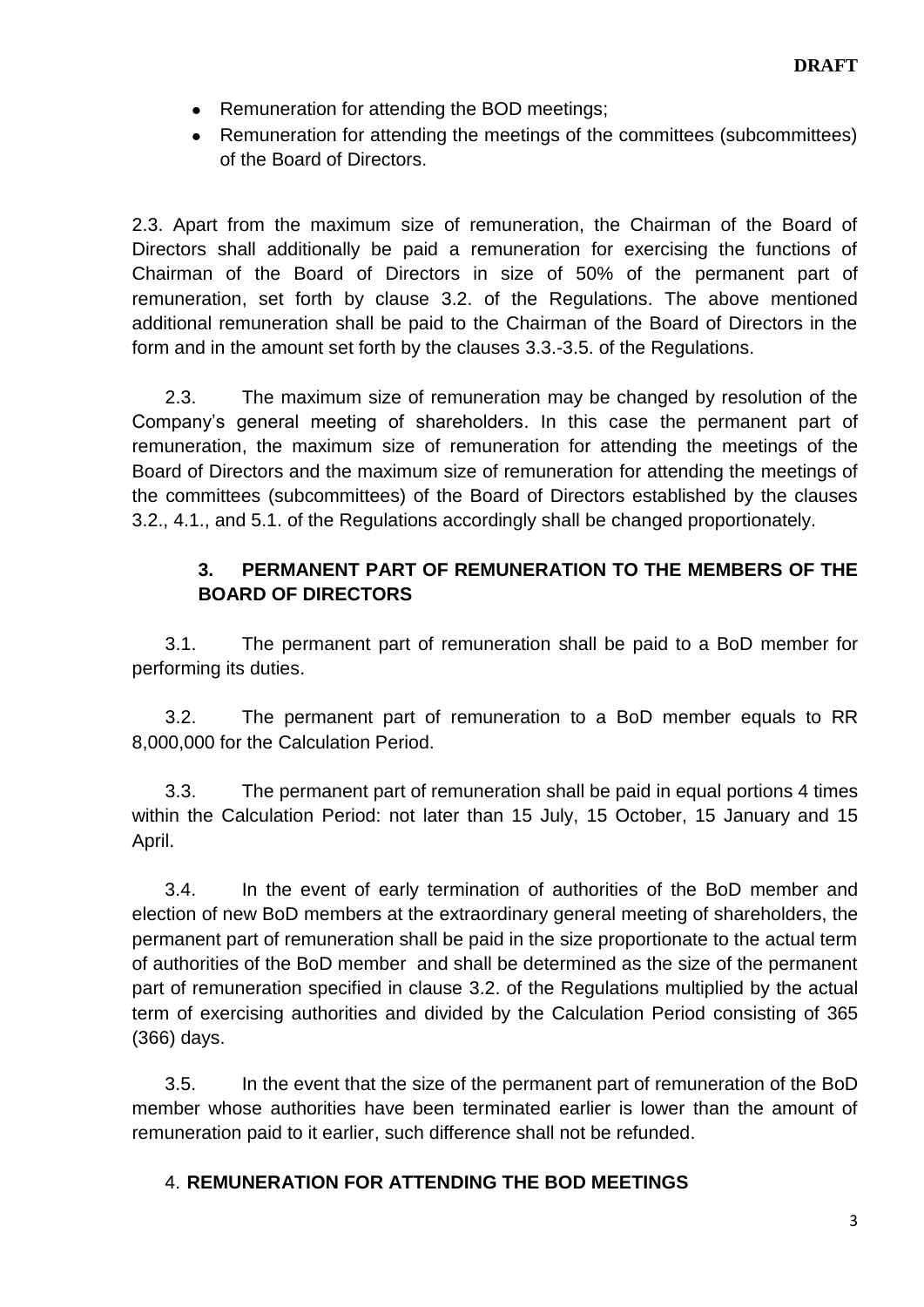**DRAFT**

- Remuneration for attending the BOD meetings;
- Remuneration for attending the meetings of the committees (subcommittees) of the Board of Directors.

2.3. Apart from the maximum size of remuneration, the Chairman of the Board of Directors shall additionally be paid a remuneration for exercising the functions of Chairman of the Board of Directors in size of 50% of the permanent part of remuneration, set forth by clause 3.2. of the Regulations. The above mentioned additional remuneration shall be paid to the Chairman of the Board of Directors in the form and in the amount set forth by the clauses 3.3.-3.5. of the Regulations.

2.3. The maximum size of remuneration may be changed by resolution of the Company's general meeting of shareholders. In this case the permanent part of remuneration, the maximum size of remuneration for attending the meetings of the Board of Directors and the maximum size of remuneration for attending the meetings of the committees (subcommittees) of the Board of Directors established by the clauses 3.2., 4.1., and 5.1. of the Regulations accordingly shall be changed proportionately.

## 3. PERMANENT PART OF REMUNERATION TO THE MEMBERS OF THE BOARD OF DIRECTORS

3.1. The permanent part of remuneration shall be paid to a BoD member for performing its duties.

3.2. The permanent part of remuneration to a BoD member equals to RR 8,000,000 for the Calculation Period.

3.3. The permanent part of remuneration shall be paid in equal portions 4 times within the Calculation Period: not later than 15 July, 15 October, 15 January and 15 April.

3.4. In the event of early termination of authorities of the BoD member and election of new BoD members at the extraordinary general meeting of shareholders, the permanent part of remuneration shall be paid in the size proportionate to the actual term of authorities of the BoD member and shall be determined as the size of the permanent part of remuneration specified in clause 3.2. of the Regulations multiplied by the actual term of exercising authorities and divided by the Calculation Period consisting of 365 (366) days.

3.5. In the event that the size of the permanent part of remuneration of the BoD member whose authorities have been terminated earlier is lower than the amount of remuneration paid to it earlier, such difference shall not be refunded.

## 4. REMUNERATION FOR ATTENDING THE BOD MEETINGS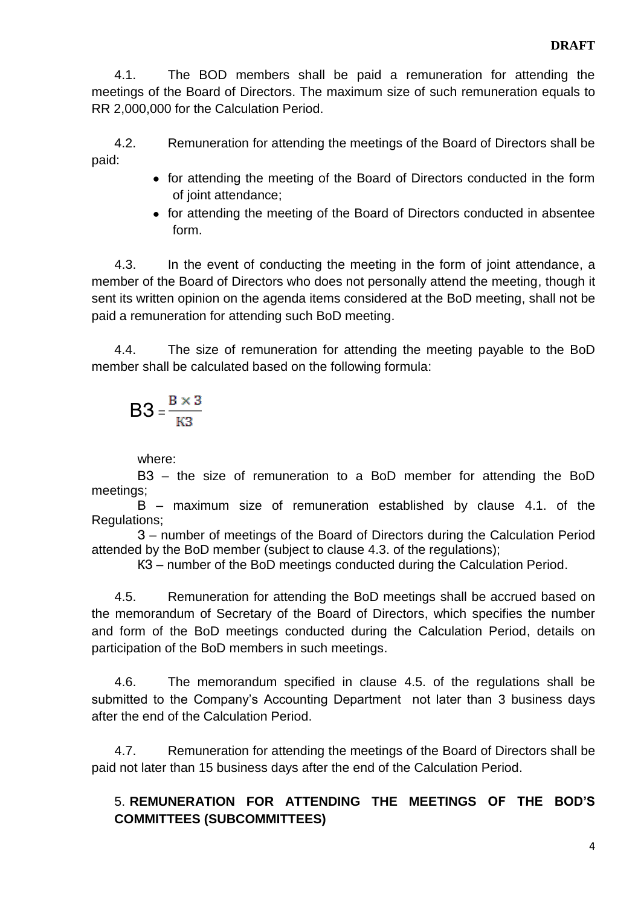**DRAFT**

4.1. The BOD members shall be paid a remuneration for attending the meetings of the Board of Directors. The maximum size of such remuneration equals to RR 2,000,000 for the Calculation Period.

4.2. Remuneration for attending the meetings of the Board of Directors shall be paid:

- for attending the meeting of the Board of Directors conducted in the form of joint attendance;
- for attending the meeting of the Board of Directors conducted in absentee form.

4.3. In the event of conducting the meeting in the form of joint attendance, a member of the Board of Directors who does not personally attend the meeting, though it sent its written opinion on the agenda items considered at the BoD meeting, shall not be paid a remuneration for attending such BoD meeting.

4.4. The size of remuneration for attending the meeting payable to the BoD member shall be calculated based on the following formula:

$$\text{В3} = \frac{\text{В} \times \text{З}}{\text{КЗ}}$$

where:

В3 – the size of remuneration to a BoD member for attending the BoD meetings;

В – maximum size of remuneration established by clause 4.1. of the Regulations;

З – number of meetings of the Board of Directors during the Calculation Period attended by the BoD member (subject to clause 4.3. of the regulations);

КЗ – number of the BoD meetings conducted during the Calculation Period.

4.5. Remuneration for attending the BoD meetings shall be accrued based on the memorandum of Secretary of the Board of Directors, which specifies the number and form of the BoD meetings conducted during the Calculation Period, details on participation of the BoD members in such meetings.

4.6. The memorandum specified in clause 4.5. of the regulations shall be submitted to the Company's Accounting Department not later than 3 business days after the end of the Calculation Period.

4.7. Remuneration for attending the meetings of the Board of Directors shall be paid not later than 15 business days after the end of the Calculation Period.

## 5. REMUNERATION FOR ATTENDING THE MEETINGS OF THE BOD'S COMMITTEES (SUBCOMMITTEES)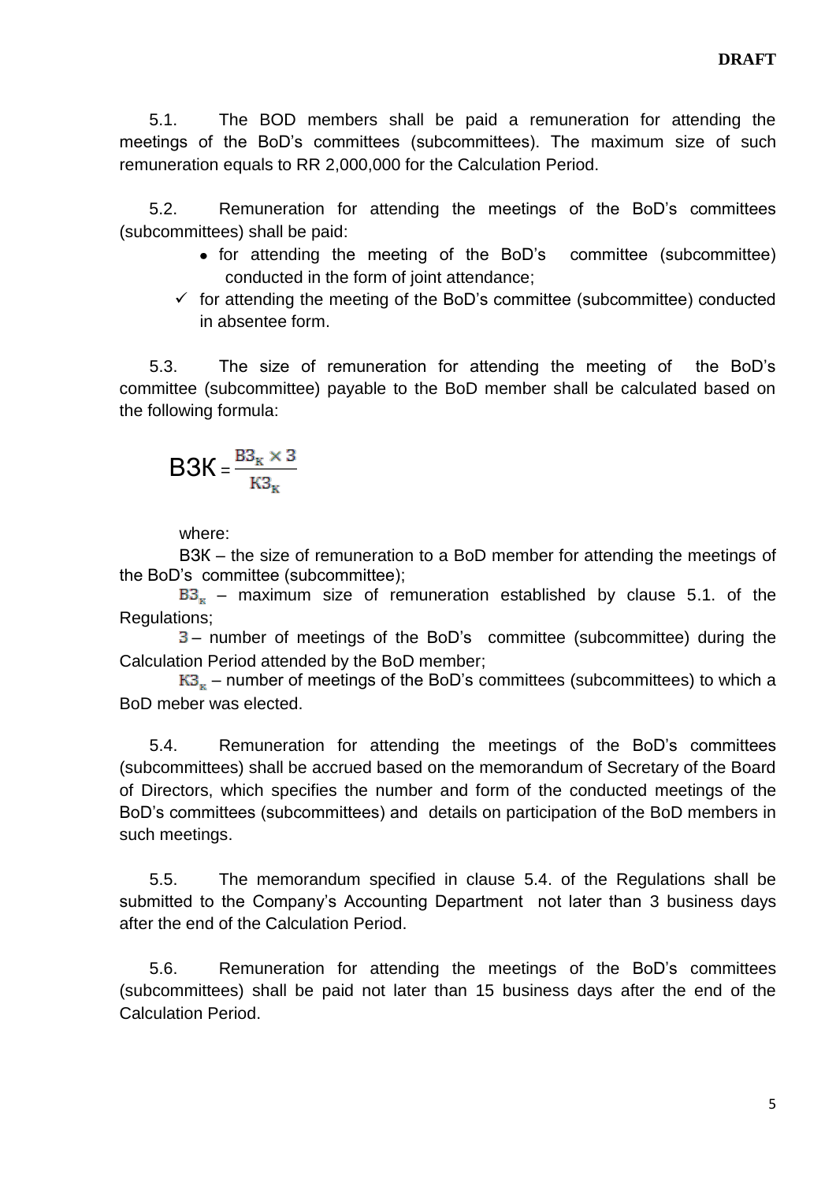**DRAFT**

5.1. The BOD members shall be paid a remuneration for attending the meetings of the BoD's committees (subcommittees). The maximum size of such remuneration equals to RR 2,000,000 for the Calculation Period.

5.2. Remuneration for attending the meetings of the BoD's committees (subcommittees) shall be paid:

- for attending the meeting of the BoD's committee (subcommittee) conducted in the form of joint attendance;
- ✓ for attending the meeting of the BoD's committee (subcommittee) conducted in absentee form.

5.3. The size of remuneration for attending the meeting of the BoD's committee (subcommittee) payable to the BoD member shall be calculated based on the following formula:

$$ВЗК = \frac{ВЗ_К \times З}{КЗ_К}$$

where:

ВЗК – the size of remuneration to a BoD member for attending the meetings of the BoD's committee (subcommittee);

$ВЗ_К$ – maximum size of remuneration established by clause 5.1. of the Regulations;

$З$ – number of meetings of the BoD's committee (subcommittee) during the Calculation Period attended by the BoD member;

$КЗ_К$ – number of meetings of the BoD's committees (subcommittees) to which a BoD meber was elected.

5.4. Remuneration for attending the meetings of the BoD's committees (subcommittees) shall be accrued based on the memorandum of Secretary of the Board of Directors, which specifies the number and form of the conducted meetings of the BoD's committees (subcommittees) and details on participation of the BoD members in such meetings.

5.5. The memorandum specified in clause 5.4. of the Regulations shall be submitted to the Company's Accounting Department not later than 3 business days after the end of the Calculation Period.

5.6. Remuneration for attending the meetings of the BoD's committees (subcommittees) shall be paid not later than 15 business days after the end of the Calculation Period.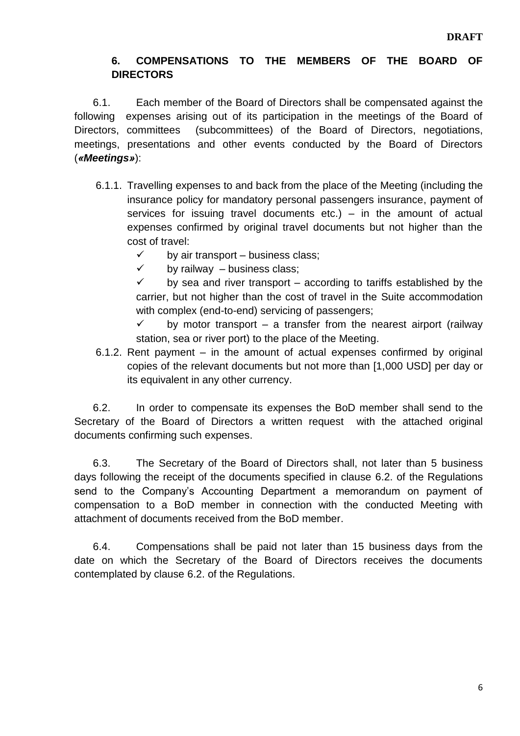**DRAFT**

## 6. COMPENSATIONS TO THE MEMBERS OF THE BOARD OF DIRECTORS

6.1. Each member of the Board of Directors shall be compensated against the following expenses arising out of its participation in the meetings of the Board of Directors, committees (subcommittees) of the Board of Directors, negotiations, meetings, presentations and other events conducted by the Board of Directors (***«Meetings»***):

6.1.1. Travelling expenses to and back from the place of the Meeting (including the insurance policy for mandatory personal passengers insurance, payment of services for issuing travel documents etc.) – in the amount of actual expenses confirmed by original travel documents but not higher than the cost of travel:

- ✓ by air transport – business class;
- ✓ by railway – business class;
- ✓ by sea and river transport – according to tariffs established by the carrier, but not higher than the cost of travel in the Suite accommodation with complex (end-to-end) servicing of passengers;
- ✓ by motor transport – a transfer from the nearest airport (railway station, sea or river port) to the place of the Meeting.

6.1.2. Rent payment – in the amount of actual expenses confirmed by original copies of the relevant documents but not more than [1,000 USD] per day or its equivalent in any other currency.

6.2. In order to compensate its expenses the BoD member shall send to the Secretary of the Board of Directors a written request with the attached original documents confirming such expenses.

6.3. The Secretary of the Board of Directors shall, not later than 5 business days following the receipt of the documents specified in clause 6.2. of the Regulations send to the Company's Accounting Department a memorandum on payment of compensation to a BoD member in connection with the conducted Meeting with attachment of documents received from the BoD member.

6.4. Compensations shall be paid not later than 15 business days from the date on which the Secretary of the Board of Directors receives the documents contemplated by clause 6.2. of the Regulations.